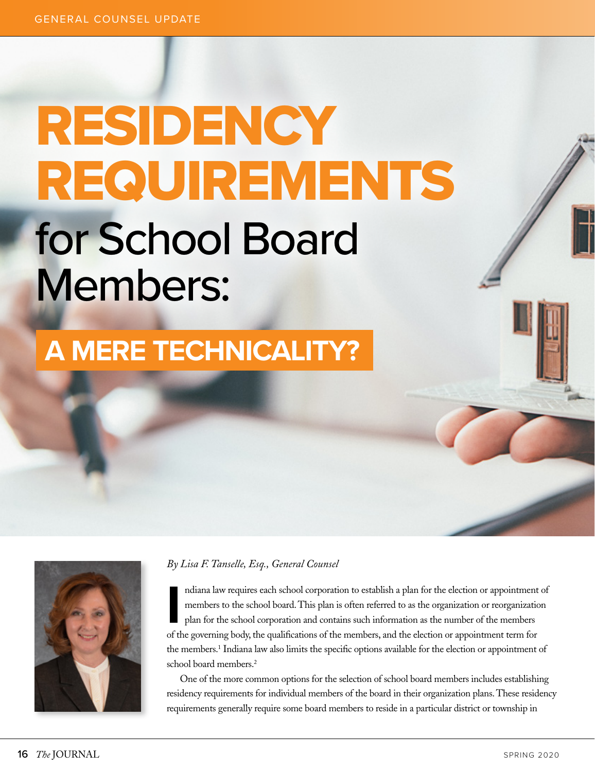# RESIDENCY REQUIREMENTS for School Board Members:

## A MERE TECHNICALITY?

*By Lisa F. Tanselle, Esq., General Counsel*

Indiana law requires each school corporation to establish a plan for the election or appointment of members to the school board. This plan is often referred to as the organization or reorganization plan for the school corporation and contains such information as the number of the members of the governing body, the qualifications of the members, and the election or appointment term for the members.[1] Indiana law also limits the specific options available for the election or appointment of school board members.[2]

One of the more common options for the selection of school board members includes establishing residency requirements for individual members of the board in their organization plans. These residency requirements generally require some board members to reside in a particular district or township in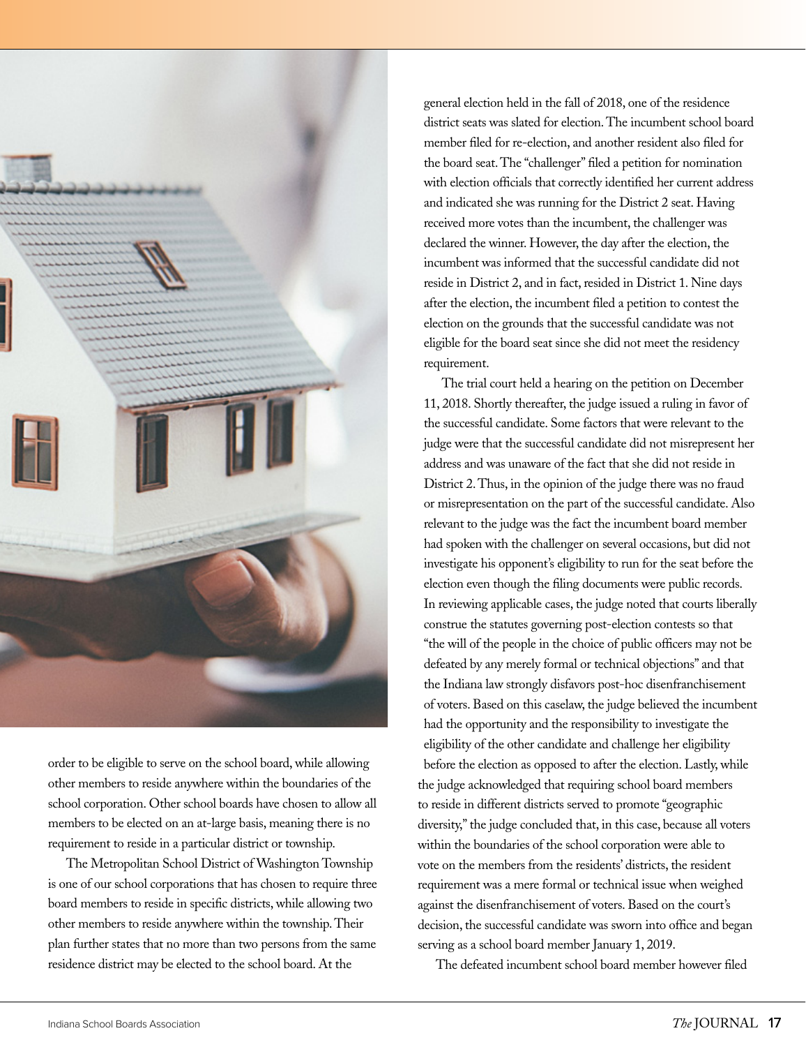order to be eligible to serve on the school board, while allowing other members to reside anywhere within the boundaries of the school corporation. Other school boards have chosen to allow all members to be elected on an at-large basis, meaning there is no requirement to reside in a particular district or township.

The Metropolitan School District of Washington Township is one of our school corporations that has chosen to require three board members to reside in specific districts, while allowing two other members to reside anywhere within the township. Their plan further states that no more than two persons from the same residence district may be elected to the school board. At the general election held in the fall of 2018, one of the residence district seats was slated for election. The incumbent school board member filed for re-election, and another resident also filed for the board seat. The "challenger" filed a petition for nomination with election officials that correctly identified her current address and indicated she was running for the District 2 seat. Having received more votes than the incumbent, the challenger was declared the winner. However, the day after the election, the incumbent was informed that the successful candidate did not reside in District 2, and in fact, resided in District 1. Nine days after the election, the incumbent filed a petition to contest the election on the grounds that the successful candidate was not eligible for the board seat since she did not meet the residency requirement.

The trial court held a hearing on the petition on December 11, 2018. Shortly thereafter, the judge issued a ruling in favor of the successful candidate. Some factors that were relevant to the judge were that the successful candidate did not misrepresent her address and was unaware of the fact that she did not reside in District 2. Thus, in the opinion of the judge there was no fraud or misrepresentation on the part of the successful candidate. Also relevant to the judge was the fact the incumbent board member had spoken with the challenger on several occasions, but did not investigate his opponent's eligibility to run for the seat before the election even though the filing documents were public records. In reviewing applicable cases, the judge noted that courts liberally construe the statutes governing post-election contests so that "the will of the people in the choice of public officers may not be defeated by any merely formal or technical objections" and that the Indiana law strongly disfavors post-hoc disenfranchisement of voters. Based on this caselaw, the judge believed the incumbent had the opportunity and the responsibility to investigate the eligibility of the other candidate and challenge her eligibility before the election as opposed to after the election. Lastly, while the judge acknowledged that requiring school board members to reside in different districts served to promote "geographic diversity," the judge concluded that, in this case, because all voters within the boundaries of the school corporation were able to vote on the members from the residents' districts, the resident requirement was a mere formal or technical issue when weighed against the disenfranchisement of voters. Based on the court's decision, the successful candidate was sworn into office and began serving as a school board member January 1, 2019.

The defeated incumbent school board member however filed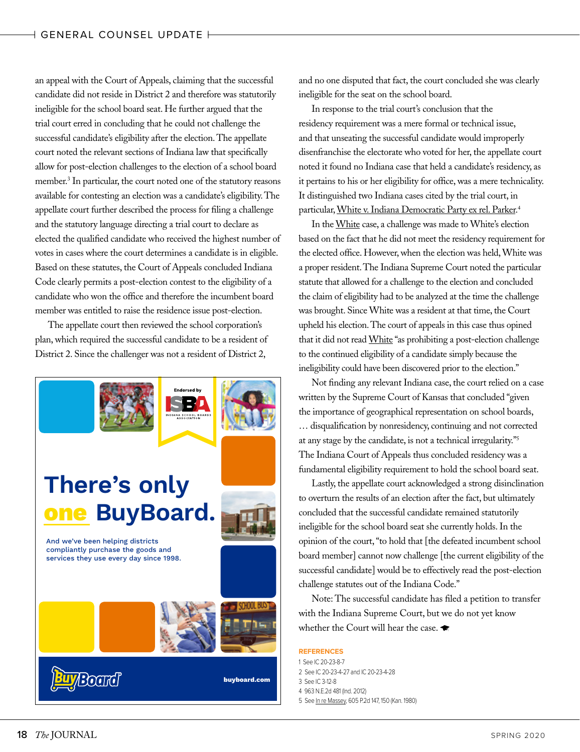an appeal with the Court of Appeals, claiming that the successful candidate did not reside in District 2 and therefore was statutorily ineligible for the school board seat. He further argued that the trial court erred in concluding that he could not challenge the successful candidate's eligibility after the election. The appellate court noted the relevant sections of Indiana law that specifically allow for post-election challenges to the election of a school board member.[3] In particular, the court noted one of the statutory reasons available for contesting an election was a candidate's eligibility. The appellate court further described the process for filing a challenge and the statutory language directing a trial court to declare as elected the qualified candidate who received the highest number of votes in cases where the court determines a candidate is in eligible. Based on these statutes, the Court of Appeals concluded Indiana Code clearly permits a post-election contest to the eligibility of a candidate who won the office and therefore the incumbent board member was entitled to raise the residence issue post-election.

The appellate court then reviewed the school corporation's plan, which required the successful candidate to be a resident of District 2. Since the challenger was not a resident of District 2, and no one disputed that fact, the court concluded she was clearly ineligible for the seat on the school board.

In response to the trial court's conclusion that the residency requirement was a mere formal or technical issue, and that unseating the successful candidate would improperly disenfranchise the electorate who voted for her, the appellate court noted it found no Indiana case that held a candidate's residency, as it pertains to his or her eligibility for office, was a mere technicality. It distinguished two Indiana cases cited by the trial court, in particular, White v. Indiana Democratic Party ex rel. Parker.[4]

In the White case, a challenge was made to White's election based on the fact that he did not meet the residency requirement for the elected office. However, when the election was held, White was a proper resident. The Indiana Supreme Court noted the particular statute that allowed for a challenge to the election and concluded the claim of eligibility had to be analyzed at the time the challenge was brought. Since White was a resident at that time, the Court upheld his election. The court of appeals in this case thus opined that it did not read White "as prohibiting a post-election challenge to the continued eligibility of a candidate simply because the ineligibility could have been discovered prior to the election."

Not finding any relevant Indiana case, the court relied on a case written by the Supreme Court of Kansas that concluded "given the importance of geographical representation on school boards, … disqualification by nonresidency, continuing and not corrected at any stage by the candidate, is not a technical irregularity."[5] The Indiana Court of Appeals thus concluded residency was a fundamental eligibility requirement to hold the school board seat.

Lastly, the appellate court acknowledged a strong disinclination to overturn the results of an election after the fact, but ultimately concluded that the successful candidate remained statutorily ineligible for the school board seat she currently holds. In the opinion of the court, "to hold that [the defeated incumbent school board member] cannot now challenge [the current eligibility of the successful candidate] would be to effectively read the post-election challenge statutes out of the Indiana Code."

Note: The successful candidate has filed a petition to transfer with the Indiana Supreme Court, but we do not yet know whether the Court will hear the case.

There's only one BuyBoard.

And we've been helping districts compliantly purchase the goods and services they use every day since 1998.

Endorsed by ISBA Indiana School Boards Association

BuyBoard

buyboard.com

**REFERENCES**

1 See IC 20-23-8-7
2 See IC 20-23-4-27 and IC 20-23-4-28
3 See IC 3-12-8
4 963 N.E.2d 481 (Ind. 2012)
5 See In re Massey, 605 P.2d 147, 150 (Kan. 1980)